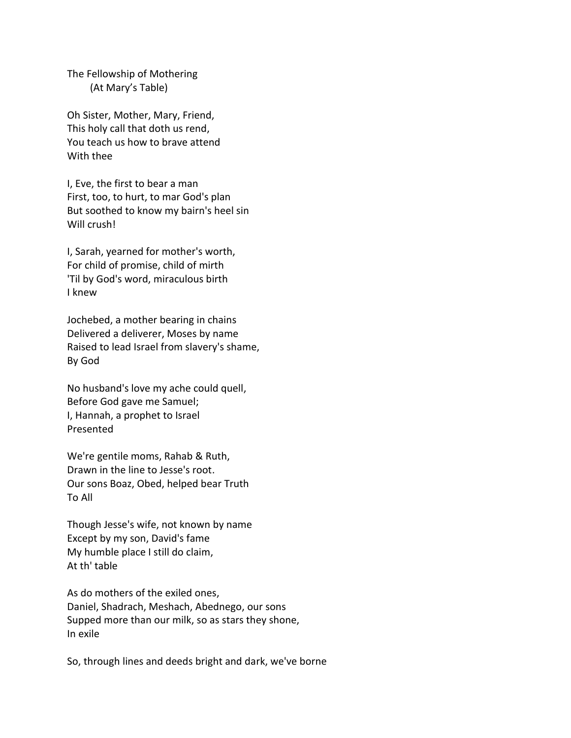# The Fellowship of Mothering

(At Mary's Table)

Oh Sister, Mother, Mary, Friend,  
This holy call that doth us rend,  
You teach us how to brave attend  
With thee

I, Eve, the first to bear a man  
First, too, to hurt, to mar God's plan  
But soothed to know my bairn's heel sin  
Will crush!

I, Sarah, yearned for mother's worth,  
For child of promise, child of mirth  
'Til by God's word, miraculous birth  
I knew

Jochebed, a mother bearing in chains  
Delivered a deliverer, Moses by name  
Raised to lead Israel from slavery's shame,  
By God

No husband's love my ache could quell,  
Before God gave me Samuel;  
I, Hannah, a prophet to Israel  
Presented

We're gentile moms, Rahab & Ruth,  
Drawn in the line to Jesse's root.  
Our sons Boaz, Obed, helped bear Truth  
To All

Though Jesse's wife, not known by name  
Except by my son, David's fame  
My humble place I still do claim,  
At th' table

As do mothers of the exiled ones,  
Daniel, Shadrach, Meshach, Abednego, our sons  
Supped more than our milk, so as stars they shone,  
In exile

So, through lines and deeds bright and dark, we've borne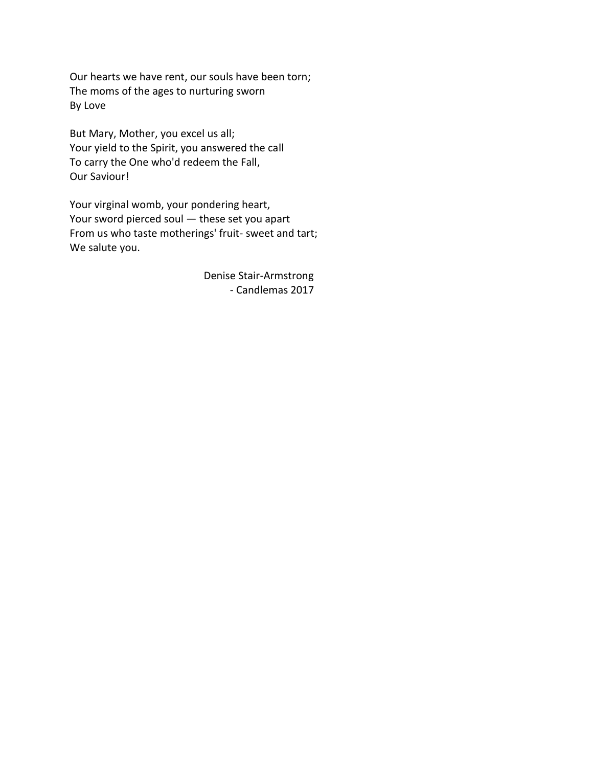Our hearts we have rent, our souls have been torn;  
The moms of the ages to nurturing sworn  
By Love

But Mary, Mother, you excel us all;  
Your yield to the Spirit, you answered the call  
To carry the One who'd redeem the Fall,  
Our Saviour!

Your virginal womb, your pondering heart,  
Your sword pierced soul — these set you apart  
From us who taste motherings' fruit- sweet and tart;  
We salute you.

Denise Stair-Armstrong  
- Candlemas 2017